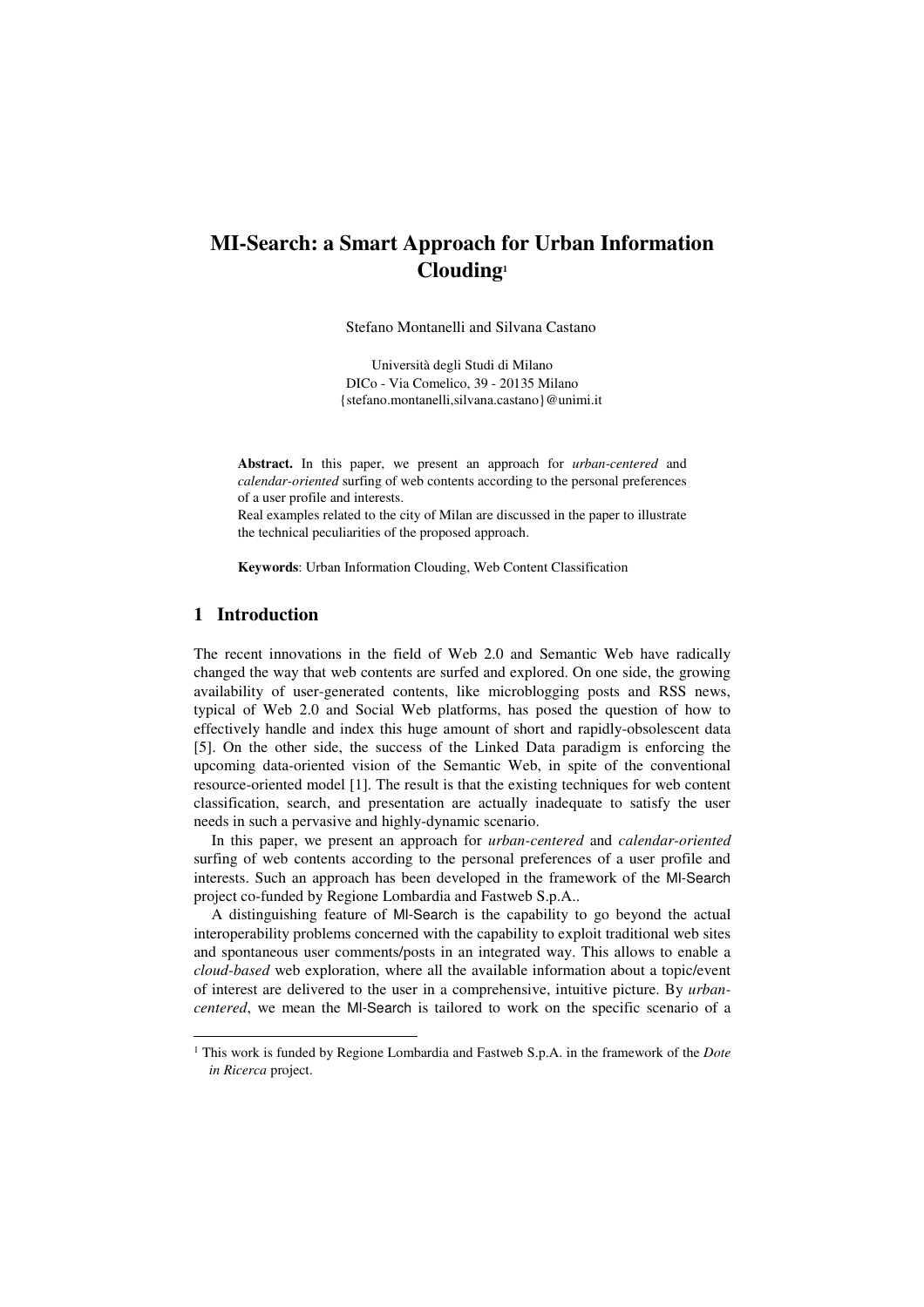# MI-Search: a Smart Approach for Urban Information Clouding[1]

Stefano Montanelli and Silvana Castano

Università degli Studi di Milano
DICo - Via Comelico, 39 - 20135 Milano
{stefano.montanelli,silvana.castano}@unimi.it

**Abstract.** In this paper, we present an approach for *urban-centered* and *calendar-oriented* surfing of web contents according to the personal preferences of a user profile and interests.
Real examples related to the city of Milan are discussed in the paper to illustrate the technical peculiarities of the proposed approach.

**Keywords**: Urban Information Clouding, Web Content Classification

## 1 Introduction

The recent innovations in the field of Web 2.0 and Semantic Web have radically changed the way that web contents are surfed and explored. On one side, the growing availability of user-generated contents, like microblogging posts and RSS news, typical of Web 2.0 and Social Web platforms, has posed the question of how to effectively handle and index this huge amount of short and rapidly-obsolescent data [5]. On the other side, the success of the Linked Data paradigm is enforcing the upcoming data-oriented vision of the Semantic Web, in spite of the conventional resource-oriented model [1]. The result is that the existing techniques for web content classification, search, and presentation are actually inadequate to satisfy the user needs in such a pervasive and highly-dynamic scenario.

In this paper, we present an approach for *urban-centered* and *calendar-oriented* surfing of web contents according to the personal preferences of a user profile and interests. Such an approach has been developed in the framework of the MI-Search project co-funded by Regione Lombardia and Fastweb S.p.A..

A distinguishing feature of MI-Search is the capability to go beyond the actual interoperability problems concerned with the capability to exploit traditional web sites and spontaneous user comments/posts in an integrated way. This allows to enable a *cloud-based* web exploration, where all the available information about a topic/event of interest are delivered to the user in a comprehensive, intuitive picture. By *urban-centered*, we mean the MI-Search is tailored to work on the specific scenario of a

[1] This work is funded by Regione Lombardia and Fastweb S.p.A. in the framework of the *Dote in Ricerca* project.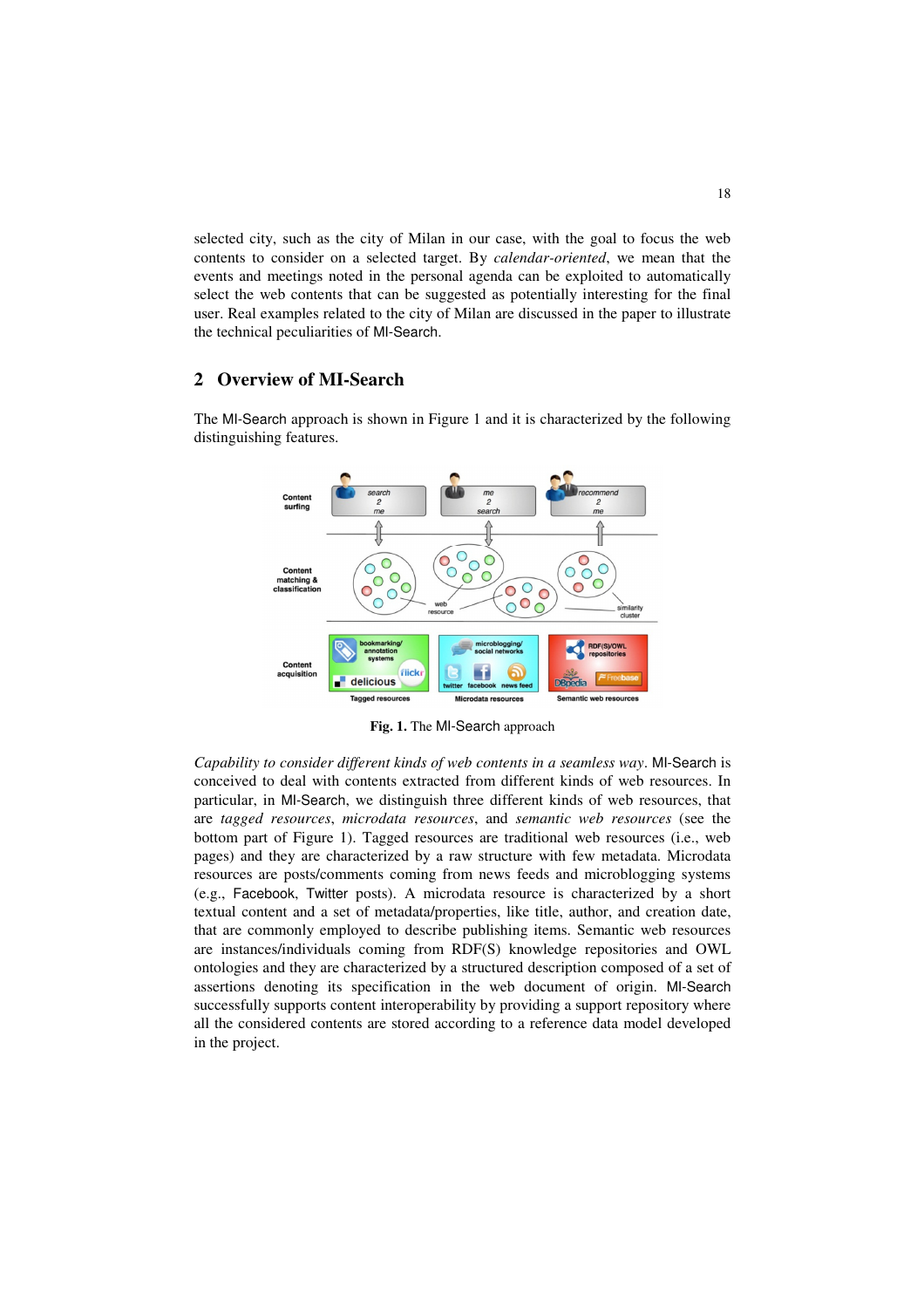selected city, such as the city of Milan in our case, with the goal to focus the web contents to consider on a selected target. By *calendar-oriented*, we mean that the events and meetings noted in the personal agenda can be exploited to automatically select the web contents that can be suggested as potentially interesting for the final user. Real examples related to the city of Milan are discussed in the paper to illustrate the technical peculiarities of MI-Search.

## 2 Overview of MI-Search

The MI-Search approach is shown in Figure 1 and it is characterized by the following distinguishing features.

**Fig. 1.** The MI-Search approach

*Capability to consider different kinds of web contents in a seamless way*. MI-Search is conceived to deal with contents extracted from different kinds of web resources. In particular, in MI-Search, we distinguish three different kinds of web resources, that are *tagged resources*, *microdata resources*, and *semantic web resources* (see the bottom part of Figure 1). Tagged resources are traditional web resources (i.e., web pages) and they are characterized by a raw structure with few metadata. Microdata resources are posts/comments coming from news feeds and microblogging systems (e.g., Facebook, Twitter posts). A microdata resource is characterized by a short textual content and a set of metadata/properties, like title, author, and creation date, that are commonly employed to describe publishing items. Semantic web resources are instances/individuals coming from RDF(S) knowledge repositories and OWL ontologies and they are characterized by a structured description composed of a set of assertions denoting its specification in the web document of origin. MI-Search successfully supports content interoperability by providing a support repository where all the considered contents are stored according to a reference data model developed in the project.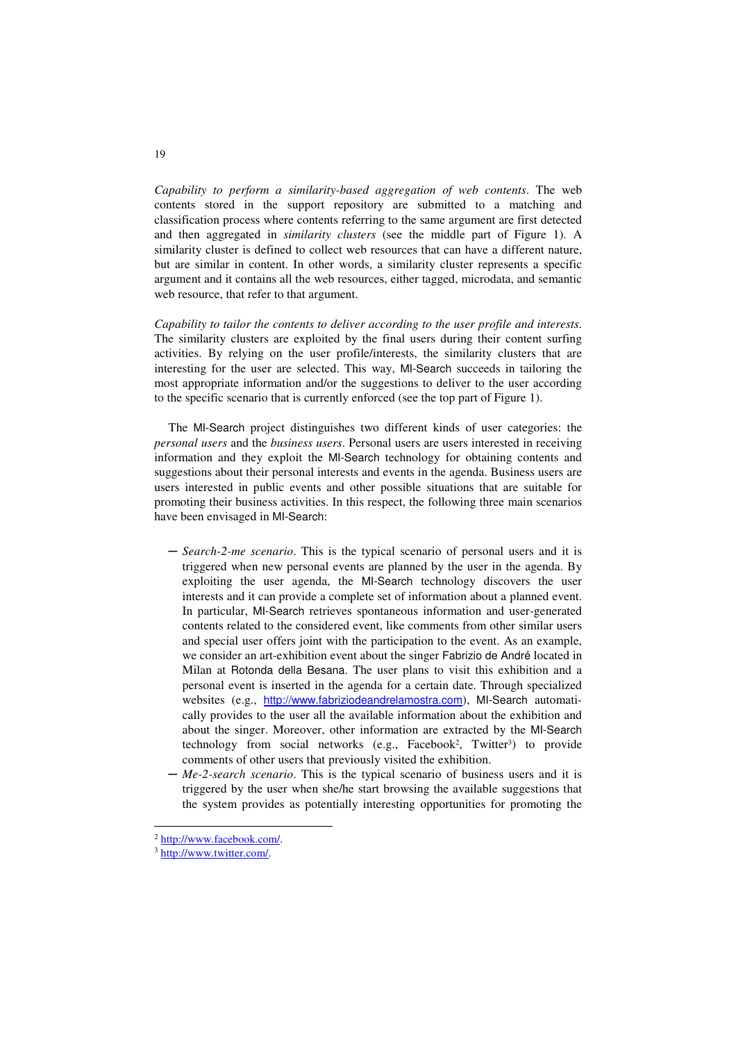*Capability to perform a similarity-based aggregation of web contents*. The web contents stored in the support repository are submitted to a matching and classification process where contents referring to the same argument are first detected and then aggregated in *similarity clusters* (see the middle part of Figure 1). A similarity cluster is defined to collect web resources that can have a different nature, but are similar in content. In other words, a similarity cluster represents a specific argument and it contains all the web resources, either tagged, microdata, and semantic web resource, that refer to that argument.

*Capability to tailor the contents to deliver according to the user profile and interests*. The similarity clusters are exploited by the final users during their content surfing activities. By relying on the user profile/interests, the similarity clusters that are interesting for the user are selected. This way, MI-Search succeeds in tailoring the most appropriate information and/or the suggestions to deliver to the user according to the specific scenario that is currently enforced (see the top part of Figure 1).

The MI-Search project distinguishes two different kinds of user categories: the *personal users* and the *business users*. Personal users are users interested in receiving information and they exploit the MI-Search technology for obtaining contents and suggestions about their personal interests and events in the agenda. Business users are users interested in public events and other possible situations that are suitable for promoting their business activities. In this respect, the following three main scenarios have been envisaged in MI-Search:

- *Search-2-me scenario*. This is the typical scenario of personal users and it is triggered when new personal events are planned by the user in the agenda. By exploiting the user agenda, the MI-Search technology discovers the user interests and it can provide a complete set of information about a planned event. In particular, MI-Search retrieves spontaneous information and user-generated contents related to the considered event, like comments from other similar users and special user offers joint with the participation to the event. As an example, we consider an art-exhibition event about the singer Fabrizio de André located in Milan at Rotonda della Besana. The user plans to visit this exhibition and a personal event is inserted in the agenda for a certain date. Through specialized websites (e.g., http://www.fabriziodeandrelamostra.com), MI-Search automatically provides to the user all the available information about the exhibition and about the singer. Moreover, other information are extracted by the MI-Search technology from social networks (e.g., Facebook[2], Twitter[3]) to provide comments of other users that previously visited the exhibition.
- *Me-2-search scenario*. This is the typical scenario of business users and it is triggered by the user when she/he start browsing the available suggestions that the system provides as potentially interesting opportunities for promoting the

[2] http://www.facebook.com/.

[3] http://www.twitter.com/.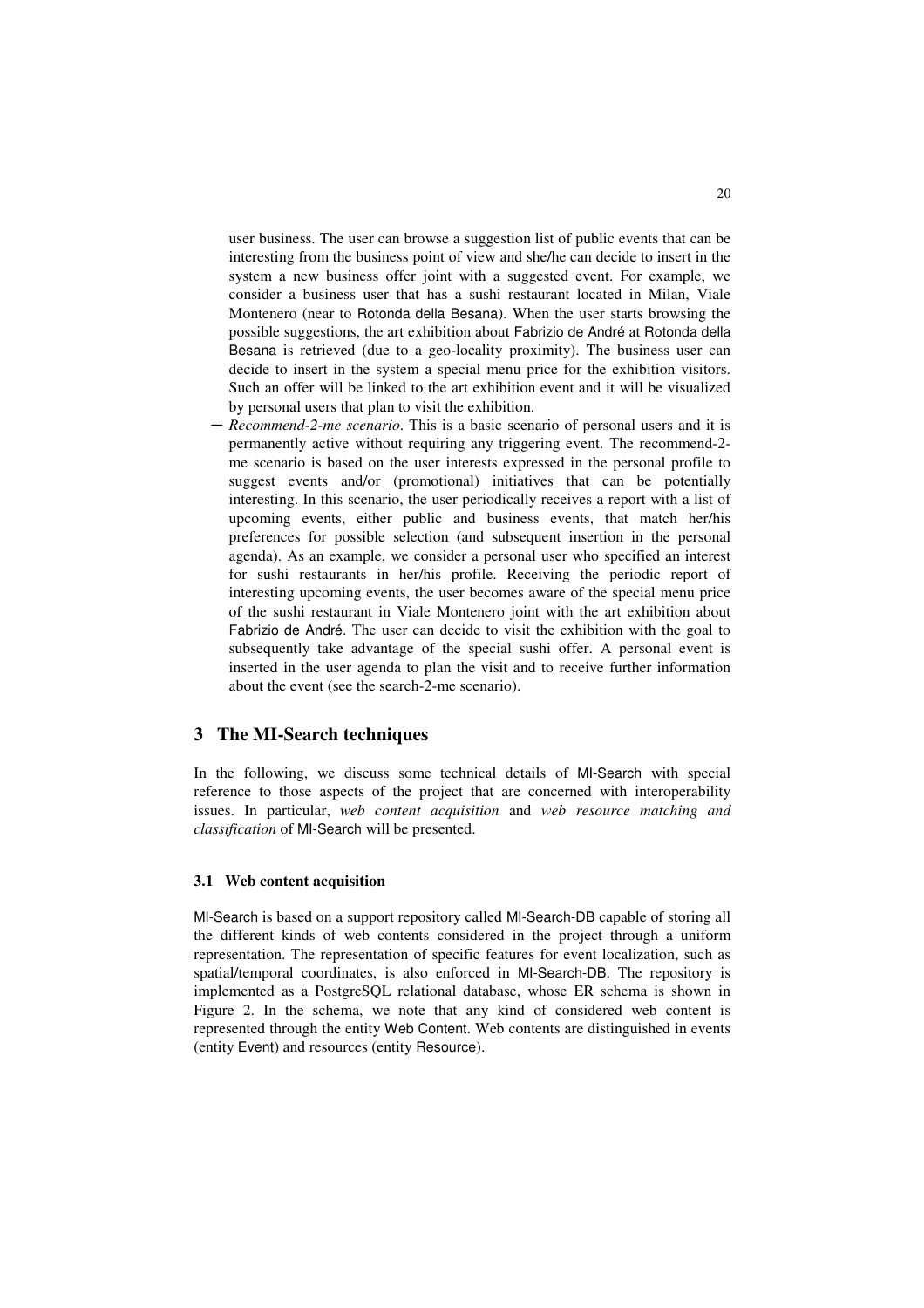user business. The user can browse a suggestion list of public events that can be interesting from the business point of view and she/he can decide to insert in the system a new business offer joint with a suggested event. For example, we consider a business user that has a sushi restaurant located in Milan, Viale Montenero (near to Rotonda della Besana). When the user starts browsing the possible suggestions, the art exhibition about Fabrizio de André at Rotonda della Besana is retrieved (due to a geo-locality proximity). The business user can decide to insert in the system a special menu price for the exhibition visitors. Such an offer will be linked to the art exhibition event and it will be visualized by personal users that plan to visit the exhibition.

- *Recommend-2-me scenario*. This is a basic scenario of personal users and it is permanently active without requiring any triggering event. The recommend-2-me scenario is based on the user interests expressed in the personal profile to suggest events and/or (promotional) initiatives that can be potentially interesting. In this scenario, the user periodically receives a report with a list of upcoming events, either public and business events, that match her/his preferences for possible selection (and subsequent insertion in the personal agenda). As an example, we consider a personal user who specified an interest for sushi restaurants in her/his profile. Receiving the periodic report of interesting upcoming events, the user becomes aware of the special menu price of the sushi restaurant in Viale Montenero joint with the art exhibition about Fabrizio de André. The user can decide to visit the exhibition with the goal to subsequently take advantage of the special sushi offer. A personal event is inserted in the user agenda to plan the visit and to receive further information about the event (see the search-2-me scenario).

## 3 The MI-Search techniques

In the following, we discuss some technical details of MI-Search with special reference to those aspects of the project that are concerned with interoperability issues. In particular, *web content acquisition* and *web resource matching and classification* of MI-Search will be presented.

### 3.1 Web content acquisition

MI-Search is based on a support repository called MI-Search-DB capable of storing all the different kinds of web contents considered in the project through a uniform representation. The representation of specific features for event localization, such as spatial/temporal coordinates, is also enforced in MI-Search-DB. The repository is implemented as a PostgreSQL relational database, whose ER schema is shown in Figure 2. In the schema, we note that any kind of considered web content is represented through the entity Web Content. Web contents are distinguished in events (entity Event) and resources (entity Resource).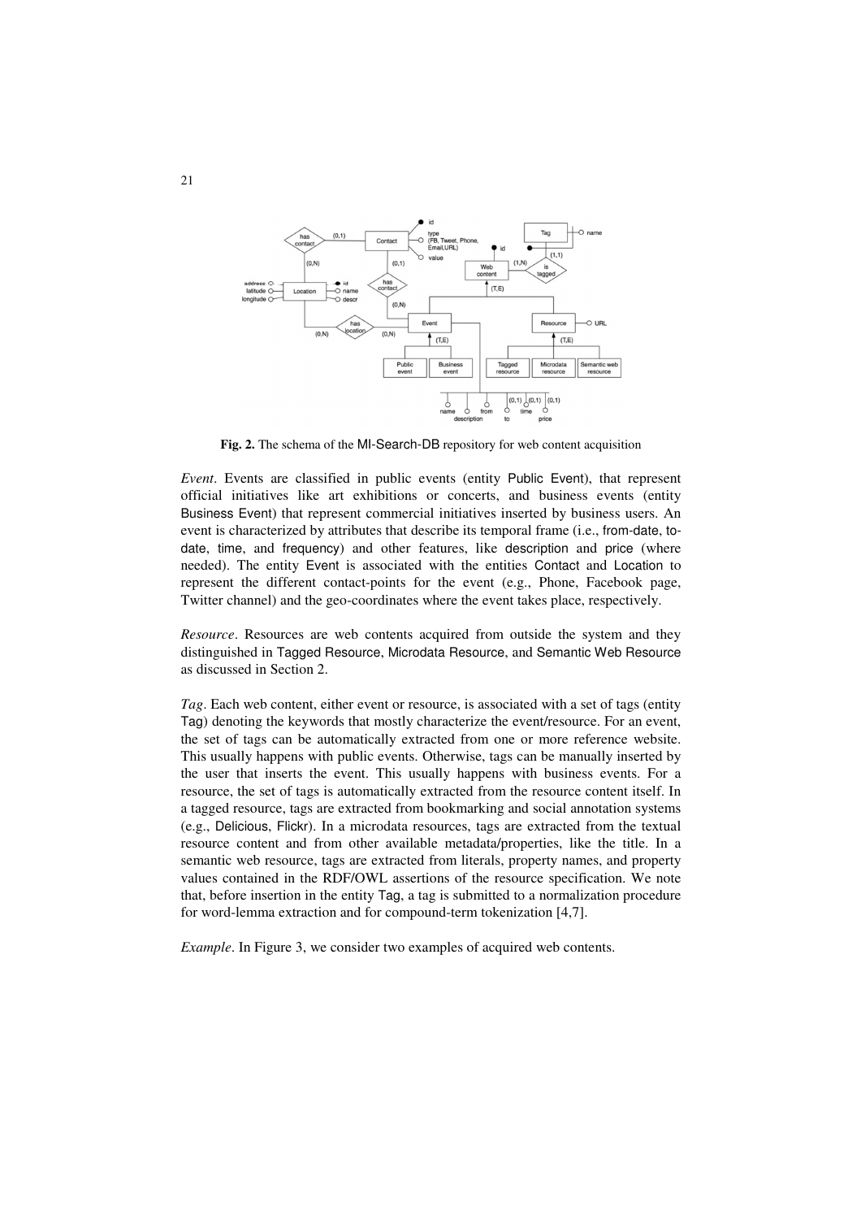**Fig. 2.** The schema of the MI-Search-DB repository for web content acquisition

*Event*. Events are classified in public events (entity Public Event), that represent official initiatives like art exhibitions or concerts, and business events (entity Business Event) that represent commercial initiatives inserted by business users. An event is characterized by attributes that describe its temporal frame (i.e., from-date, to-date, time, and frequency) and other features, like description and price (where needed). The entity Event is associated with the entities Contact and Location to represent the different contact-points for the event (e.g., Phone, Facebook page, Twitter channel) and the geo-coordinates where the event takes place, respectively.

*Resource*. Resources are web contents acquired from outside the system and they distinguished in Tagged Resource, Microdata Resource, and Semantic Web Resource as discussed in Section 2.

*Tag*. Each web content, either event or resource, is associated with a set of tags (entity Tag) denoting the keywords that mostly characterize the event/resource. For an event, the set of tags can be automatically extracted from one or more reference website. This usually happens with public events. Otherwise, tags can be manually inserted by the user that inserts the event. This usually happens with business events. For a resource, the set of tags is automatically extracted from the resource content itself. In a tagged resource, tags are extracted from bookmarking and social annotation systems (e.g., Delicious, Flickr). In a microdata resources, tags are extracted from the textual resource content and from other available metadata/properties, like the title. In a semantic web resource, tags are extracted from literals, property names, and property values contained in the RDF/OWL assertions of the resource specification. We note that, before insertion in the entity Tag, a tag is submitted to a normalization procedure for word-lemma extraction and for compound-term tokenization [4,7].

*Example*. In Figure 3, we consider two examples of acquired web contents.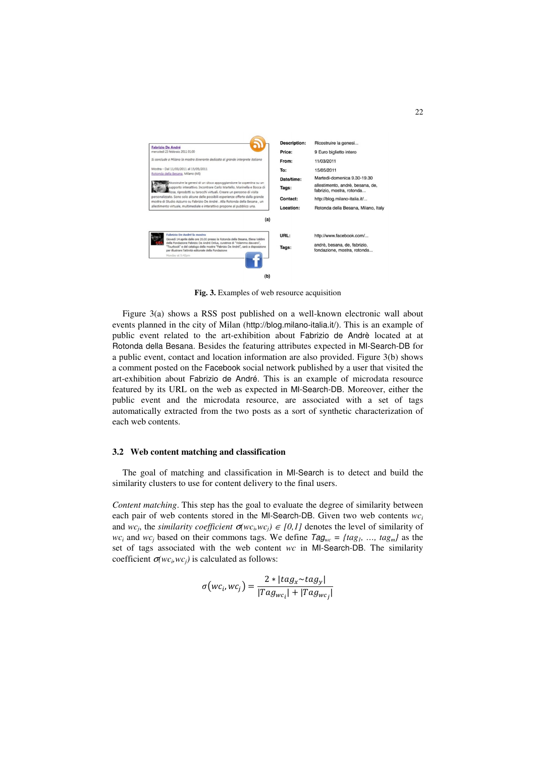Fig. 3. Examples of web resource acquisition

Figure 3(a) shows a RSS post published on a well-known electronic wall about events planned in the city of Milan (http://blog.milano-italia.it/). This is an example of public event related to the art-exhibition about Fabrizio de Andrè located at at Rotonda della Besana. Besides the featuring attributes expected in MI-Search-DB for a public event, contact and location information are also provided. Figure 3(b) shows a comment posted on the Facebook social network published by a user that visited the art-exhibition about Fabrizio de André. This is an example of microdata resource featured by its URL on the web as expected in MI-Search-DB. Moreover, either the public event and the microdata resource, are associated with a set of tags automatically extracted from the two posts as a sort of synthetic characterization of each web contents.

### 3.2 Web content matching and classification

The goal of matching and classification in MI-Search is to detect and build the similarity clusters to use for content delivery to the final users.

*Content matching*. This step has the goal to evaluate the degree of similarity between each pair of web contents stored in the MI-Search-DB. Given two web contents $wc_i$ and $wc_j$, the *similarity coefficient* $\sigma(wc_i,wc_j) \in [0,1]$ denotes the level of similarity of $wc_i$ and $wc_j$ based on their commons tags. We define $Tag_{wc} = \{tag_1, \ldots, tag_m\}$ as the set of tags associated with the web content $wc$ in MI-Search-DB. The similarity coefficient $\sigma(wc_i,wc_j)$ is calculated as follows:

$$\sigma(wc_i, wc_j) = \frac{2 * |tag_x \sim tag_y|}{|Tag_{wc_i}| + |Tag_{wc_j}|}$$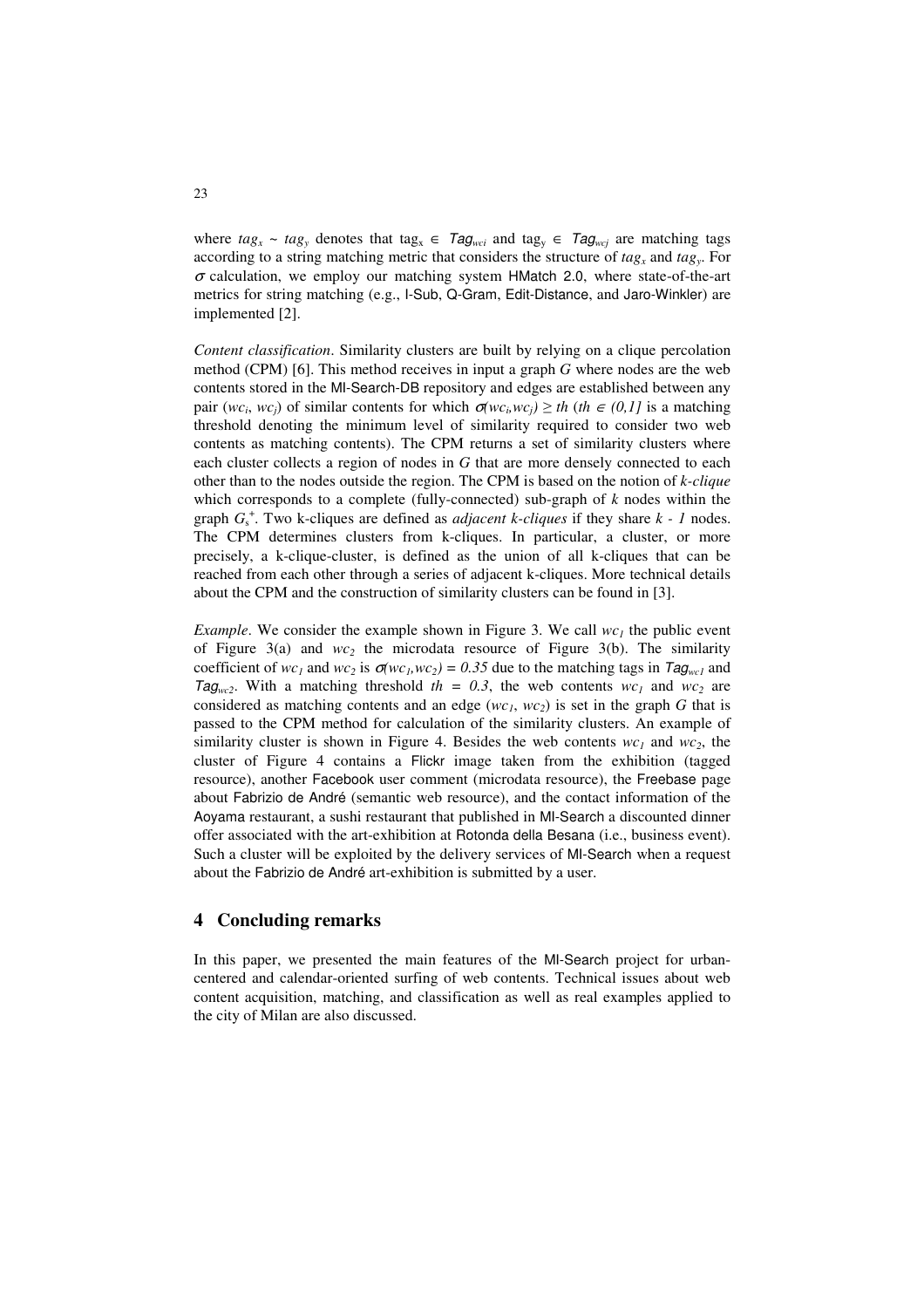where $tag_x \sim tag_y$ denotes that $tag_x \in Tag_{wci}$ and $tag_y \in Tag_{wcj}$ are matching tags according to a string matching metric that considers the structure of $tag_x$ and $tag_y$. For $\sigma$ calculation, we employ our matching system HMatch 2.0, where state-of-the-art metrics for string matching (e.g., I-Sub, Q-Gram, Edit-Distance, and Jaro-Winkler) are implemented [2].

*Content classification*. Similarity clusters are built by relying on a clique percolation method (CPM) [6]. This method receives in input a graph $G$ where nodes are the web contents stored in the MI-Search-DB repository and edges are established between any pair ($wc_i$, $wc_j$) of similar contents for which $\sigma(wc_i,wc_j) \geq th$ ($th \in (0,1]$ is a matching threshold denoting the minimum level of similarity required to consider two web contents as matching contents). The CPM returns a set of similarity clusters where each cluster collects a region of nodes in $G$ that are more densely connected to each other than to the nodes outside the region. The CPM is based on the notion of *k-clique* which corresponds to a complete (fully-connected) sub-graph of $k$ nodes within the graph $G_s^+$. Two k-cliques are defined as *adjacent k-cliques* if they share $k - 1$ nodes. The CPM determines clusters from k-cliques. In particular, a cluster, or more precisely, a k-clique-cluster, is defined as the union of all k-cliques that can be reached from each other through a series of adjacent k-cliques. More technical details about the CPM and the construction of similarity clusters can be found in [3].

*Example*. We consider the example shown in Figure 3. We call $wc_1$ the public event of Figure 3(a) and $wc_2$ the microdata resource of Figure 3(b). The similarity coefficient of $wc_1$ and $wc_2$ is $\sigma(wc_1,wc_2) = 0.35$ due to the matching tags in $Tag_{wc1}$ and $Tag_{wc2}$. With a matching threshold $th = 0.3$, the web contents $wc_1$ and $wc_2$ are considered as matching contents and an edge ($wc_1$, $wc_2$) is set in the graph $G$ that is passed to the CPM method for calculation of the similarity clusters. An example of similarity cluster is shown in Figure 4. Besides the web contents $wc_1$ and $wc_2$, the cluster of Figure 4 contains a Flickr image taken from the exhibition (tagged resource), another Facebook user comment (microdata resource), the Freebase page about Fabrizio de André (semantic web resource), and the contact information of the Aoyama restaurant, a sushi restaurant that published in MI-Search a discounted dinner offer associated with the art-exhibition at Rotonda della Besana (i.e., business event). Such a cluster will be exploited by the delivery services of MI-Search when a request about the Fabrizio de André art-exhibition is submitted by a user.

## 4 Concluding remarks

In this paper, we presented the main features of the MI-Search project for urban-centered and calendar-oriented surfing of web contents. Technical issues about web content acquisition, matching, and classification as well as real examples applied to the city of Milan are also discussed.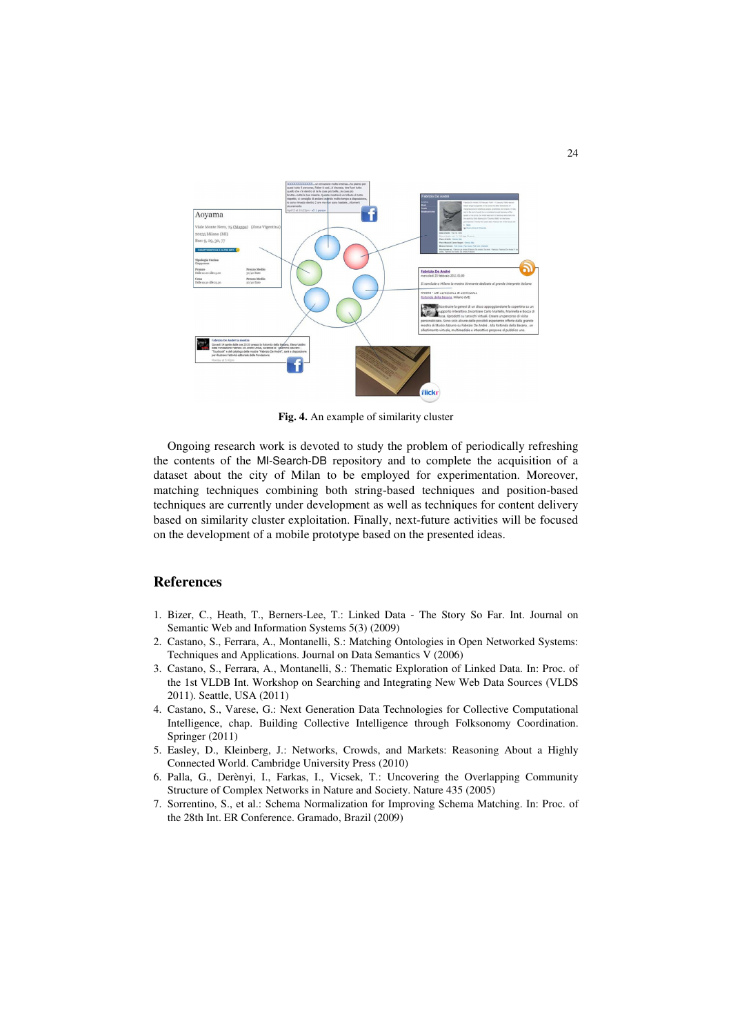Fig. 4. An example of similarity cluster

Ongoing research work is devoted to study the problem of periodically refreshing the contents of the MI-Search-DB repository and to complete the acquisition of a dataset about the city of Milan to be employed for experimentation. Moreover, matching techniques combining both string-based techniques and position-based techniques are currently under development as well as techniques for content delivery based on similarity cluster exploitation. Finally, next-future activities will be focused on the development of a mobile prototype based on the presented ideas.

## References

1. Bizer, C., Heath, T., Berners-Lee, T.: Linked Data - The Story So Far. Int. Journal on Semantic Web and Information Systems 5(3) (2009)
2. Castano, S., Ferrara, A., Montanelli, S.: Matching Ontologies in Open Networked Systems: Techniques and Applications. Journal on Data Semantics V (2006)
3. Castano, S., Ferrara, A., Montanelli, S.: Thematic Exploration of Linked Data. In: Proc. of the 1st VLDB Int. Workshop on Searching and Integrating New Web Data Sources (VLDS 2011). Seattle, USA (2011)
4. Castano, S., Varese, G.: Next Generation Data Technologies for Collective Computational Intelligence, chap. Building Collective Intelligence through Folksonomy Coordination. Springer (2011)
5. Easley, D., Kleinberg, J.: Networks, Crowds, and Markets: Reasoning About a Highly Connected World. Cambridge University Press (2010)
6. Palla, G., Derènyi, I., Farkas, I., Vicsek, T.: Uncovering the Overlapping Community Structure of Complex Networks in Nature and Society. Nature 435 (2005)
7. Sorrentino, S., et al.: Schema Normalization for Improving Schema Matching. In: Proc. of the 28th Int. ER Conference. Gramado, Brazil (2009)